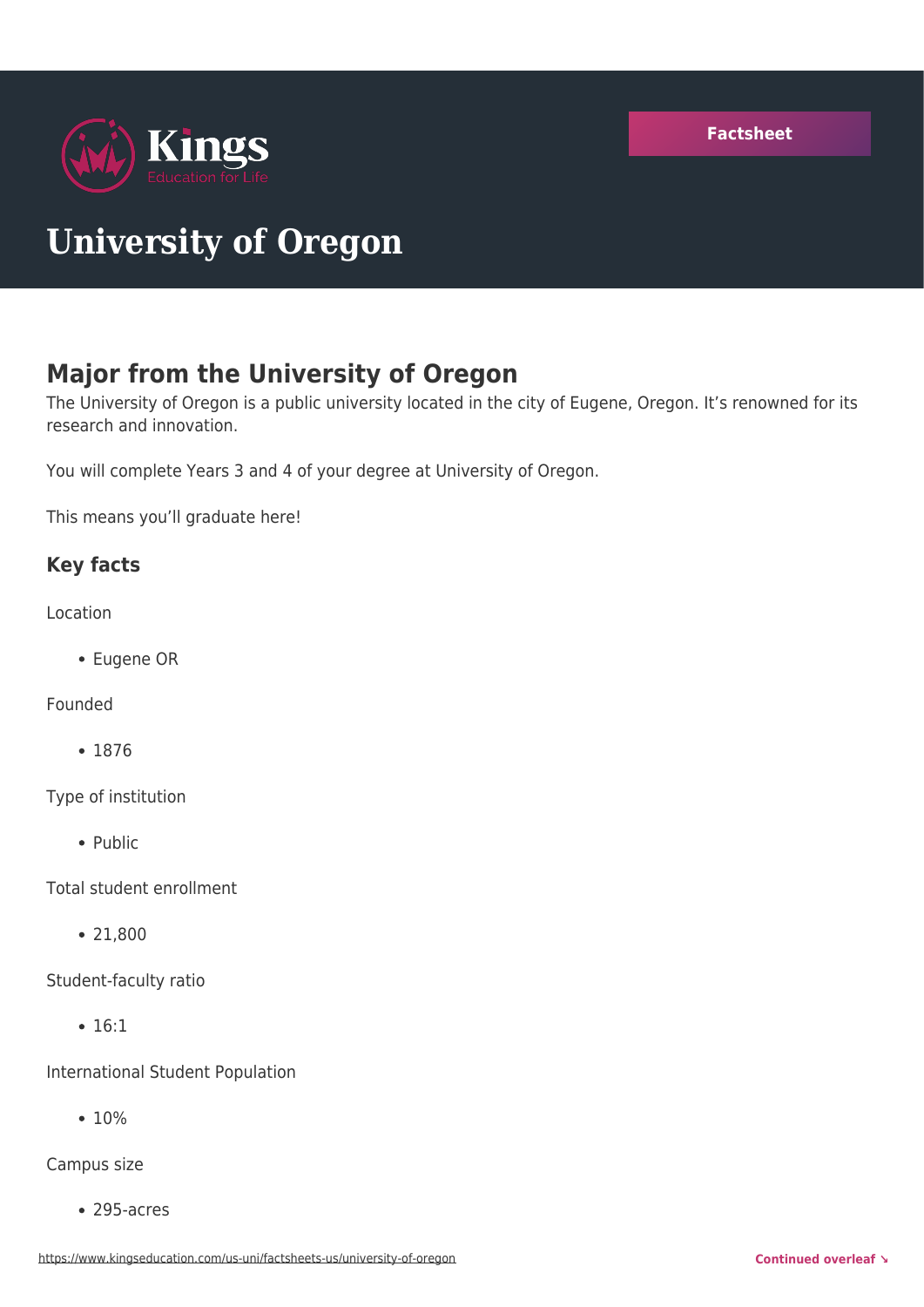Factsheet

# University of Oregon

## Major from the University of Oregon

The University of Oregon is a public university located in the city of Eugene, Oregon. It's renowned for its research and innovation.

You will complete Years 3 and 4 of your degree at University of Oregon.

This means you'll graduate here!

### Key facts

Location

- Eugene OR

Founded

- 1876

Type of institution

- Public

Total student enrollment

- 21,800

Student-faculty ratio

- 16:1

International Student Population

- 10%

Campus size

- 295-acres

https://www.kingseducation.com/us-uni/factsheets-us/university-of-oregon

Continued overleaf ↘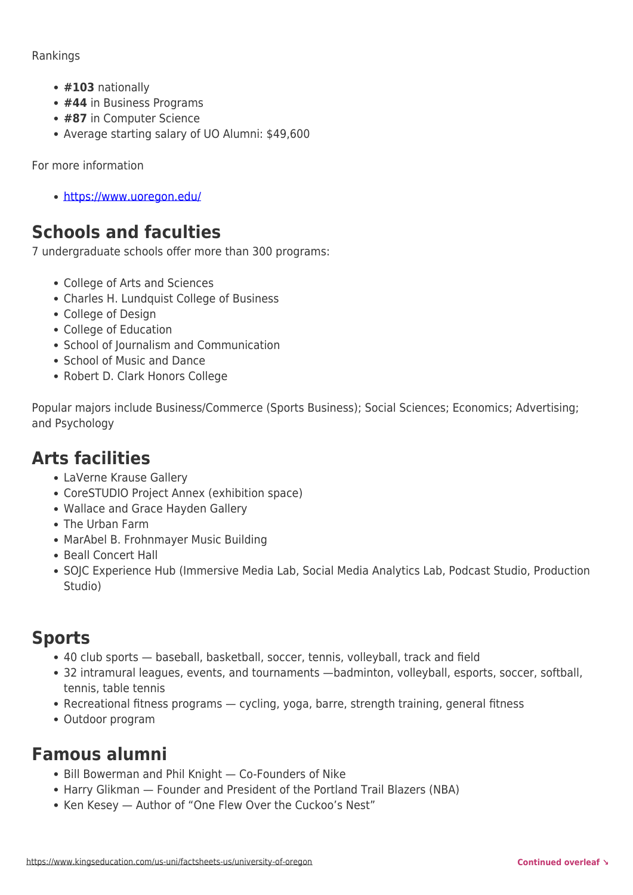Rankings

- **#103** nationally
- **#44** in Business Programs
- **#87** in Computer Science
- Average starting salary of UO Alumni: $49,600

For more information

- https://www.uoregon.edu/

## Schools and faculties

7 undergraduate schools offer more than 300 programs:

- College of Arts and Sciences
- Charles H. Lundquist College of Business
- College of Design
- College of Education
- School of Journalism and Communication
- School of Music and Dance
- Robert D. Clark Honors College

Popular majors include Business/Commerce (Sports Business); Social Sciences; Economics; Advertising; and Psychology

## Arts facilities

- LaVerne Krause Gallery
- CoreSTUDIO Project Annex (exhibition space)
- Wallace and Grace Hayden Gallery
- The Urban Farm
- MarAbel B. Frohnmayer Music Building
- Beall Concert Hall
- SOJC Experience Hub (Immersive Media Lab, Social Media Analytics Lab, Podcast Studio, Production Studio)

## Sports

- 40 club sports — baseball, basketball, soccer, tennis, volleyball, track and field
- 32 intramural leagues, events, and tournaments —badminton, volleyball, esports, soccer, softball, tennis, table tennis
- Recreational fitness programs — cycling, yoga, barre, strength training, general fitness
- Outdoor program

## Famous alumni

- Bill Bowerman and Phil Knight — Co-Founders of Nike
- Harry Glikman — Founder and President of the Portland Trail Blazers (NBA)
- Ken Kesey — Author of "One Flew Over the Cuckoo's Nest"